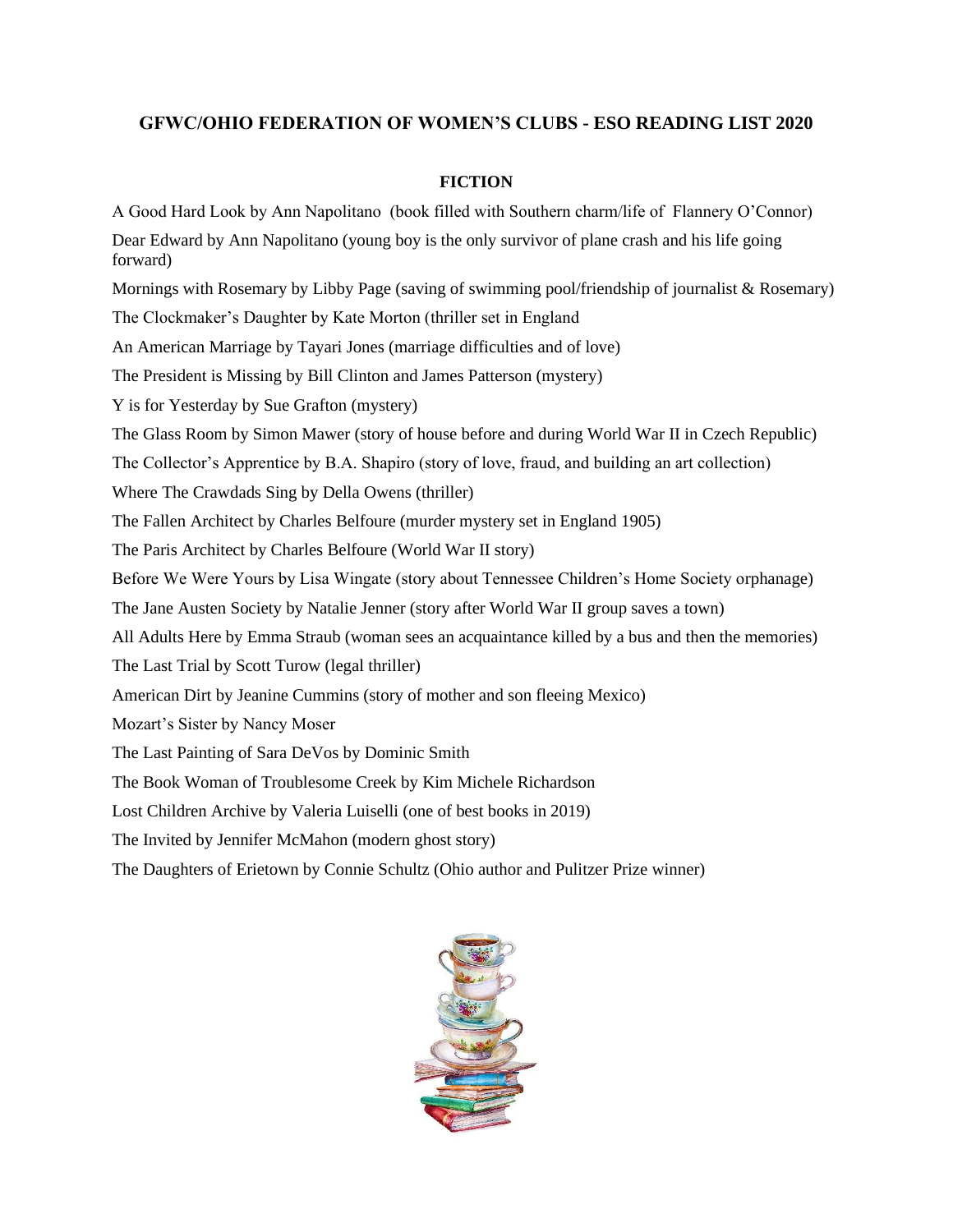# GFWC/OHIO FEDERATION OF WOMEN'S CLUBS - ESO READING LIST 2020

## FICTION

A Good Hard Look by Ann Napolitano (book filled with Southern charm/life of Flannery O'Connor)

Dear Edward by Ann Napolitano (young boy is the only survivor of plane crash and his life going forward)

Mornings with Rosemary by Libby Page (saving of swimming pool/friendship of journalist & Rosemary)

The Clockmaker's Daughter by Kate Morton (thriller set in England

An American Marriage by Tayari Jones (marriage difficulties and of love)

The President is Missing by Bill Clinton and James Patterson (mystery)

Y is for Yesterday by Sue Grafton (mystery)

The Glass Room by Simon Mawer (story of house before and during World War II in Czech Republic)

The Collector's Apprentice by B.A. Shapiro (story of love, fraud, and building an art collection)

Where The Crawdads Sing by Della Owens (thriller)

The Fallen Architect by Charles Belfoure (murder mystery set in England 1905)

The Paris Architect by Charles Belfoure (World War II story)

Before We Were Yours by Lisa Wingate (story about Tennessee Children's Home Society orphanage)

The Jane Austen Society by Natalie Jenner (story after World War II group saves a town)

All Adults Here by Emma Straub (woman sees an acquaintance killed by a bus and then the memories)

The Last Trial by Scott Turow (legal thriller)

American Dirt by Jeanine Cummins (story of mother and son fleeing Mexico)

Mozart's Sister by Nancy Moser

The Last Painting of Sara DeVos by Dominic Smith

The Book Woman of Troublesome Creek by Kim Michele Richardson

Lost Children Archive by Valeria Luiselli (one of best books in 2019)

The Invited by Jennifer McMahon (modern ghost story)

The Daughters of Erietown by Connie Schultz (Ohio author and Pulitzer Prize winner)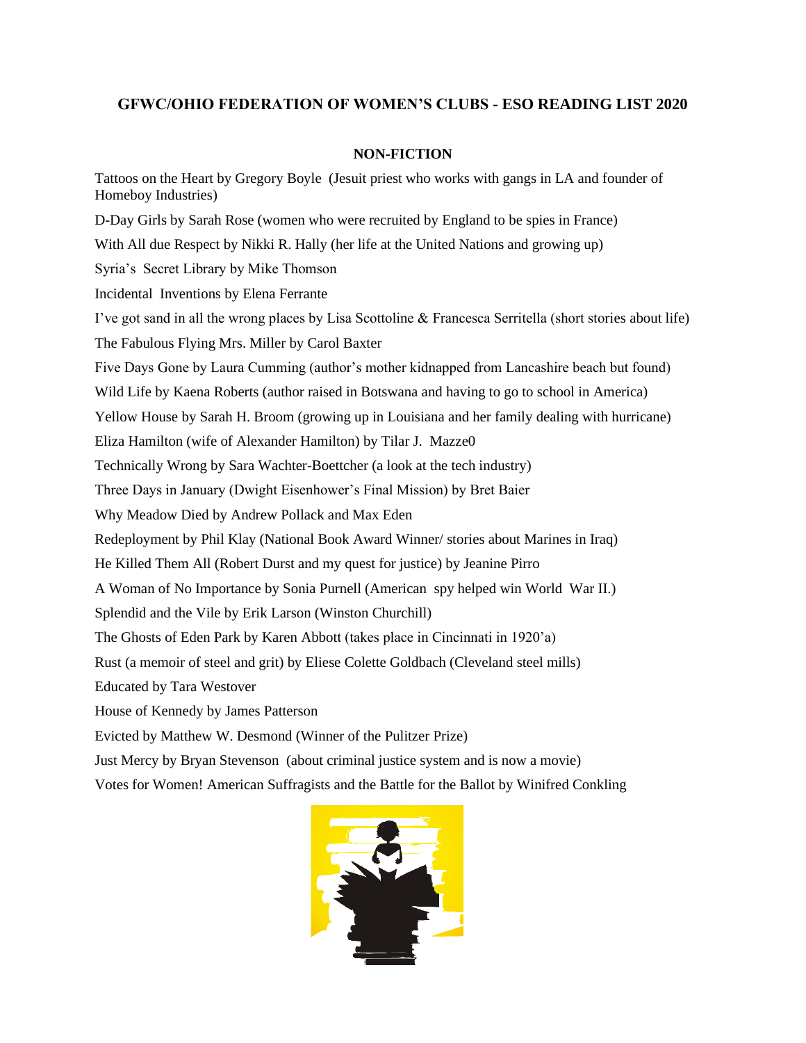## GFWC/OHIO FEDERATION OF WOMEN'S CLUBS - ESO READING LIST 2020

### NON-FICTION

Tattoos on the Heart by Gregory Boyle (Jesuit priest who works with gangs in LA and founder of Homeboy Industries)

D-Day Girls by Sarah Rose (women who were recruited by England to be spies in France)

With All due Respect by Nikki R. Hally (her life at the United Nations and growing up)

Syria's Secret Library by Mike Thomson

Incidental Inventions by Elena Ferrante

I've got sand in all the wrong places by Lisa Scottoline & Francesca Serritella (short stories about life)

The Fabulous Flying Mrs. Miller by Carol Baxter

Five Days Gone by Laura Cumming (author's mother kidnapped from Lancashire beach but found)

Wild Life by Kaena Roberts (author raised in Botswana and having to go to school in America)

Yellow House by Sarah H. Broom (growing up in Louisiana and her family dealing with hurricane)

Eliza Hamilton (wife of Alexander Hamilton) by Tilar J. Mazze0

Technically Wrong by Sara Wachter-Boettcher (a look at the tech industry)

Three Days in January (Dwight Eisenhower's Final Mission) by Bret Baier

Why Meadow Died by Andrew Pollack and Max Eden

Redeployment by Phil Klay (National Book Award Winner/ stories about Marines in Iraq)

He Killed Them All (Robert Durst and my quest for justice) by Jeanine Pirro

A Woman of No Importance by Sonia Purnell (American spy helped win World War II.)

Splendid and the Vile by Erik Larson (Winston Churchill)

The Ghosts of Eden Park by Karen Abbott (takes place in Cincinnati in 1920'a)

Rust (a memoir of steel and grit) by Eliese Colette Goldbach (Cleveland steel mills)

Educated by Tara Westover

House of Kennedy by James Patterson

Evicted by Matthew W. Desmond (Winner of the Pulitzer Prize)

Just Mercy by Bryan Stevenson (about criminal justice system and is now a movie)

Votes for Women! American Suffragists and the Battle for the Ballot by Winifred Conkling